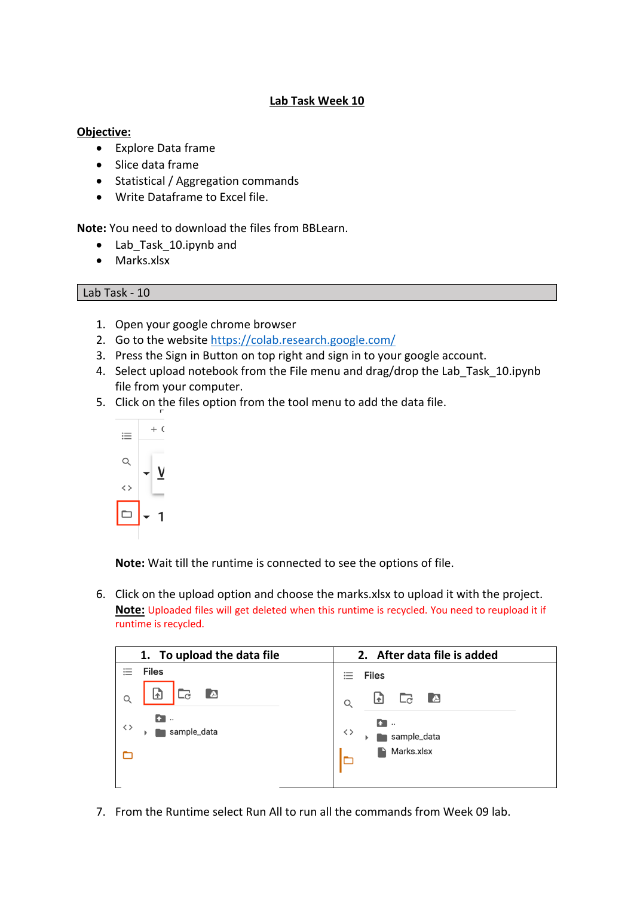# Lab Task Week 10

**Objective:**

- Explore Data frame
- Slice data frame
- Statistical / Aggregation commands
- Write Dataframe to Excel file.

**Note:** You need to download the files from BBLearn.

- Lab_Task_10.ipynb and
- Marks.xlsx

## Lab Task - 10

1. Open your google chrome browser
2. Go to the website https://colab.research.google.com/
3. Press the Sign in Button on top right and sign in to your google account.
4. Select upload notebook from the File menu and drag/drop the Lab_Task_10.ipynb file from your computer.
5. Click on the files option from the tool menu to add the data file.

   **Note:** Wait till the runtime is connected to see the options of file.

6. Click on the upload option and choose the marks.xlsx to upload it with the project.
   **Note:** Uploaded files will get deleted when this runtime is recycled. You need to reupload it if runtime is recycled.

| 1. To upload the data file | 2. After data file is added |
|---|---|
| Files<br>..<br>sample_data | Files<br>..<br>sample_data<br>Marks.xlsx |

7. From the Runtime select Run All to run all the commands from Week 09 lab.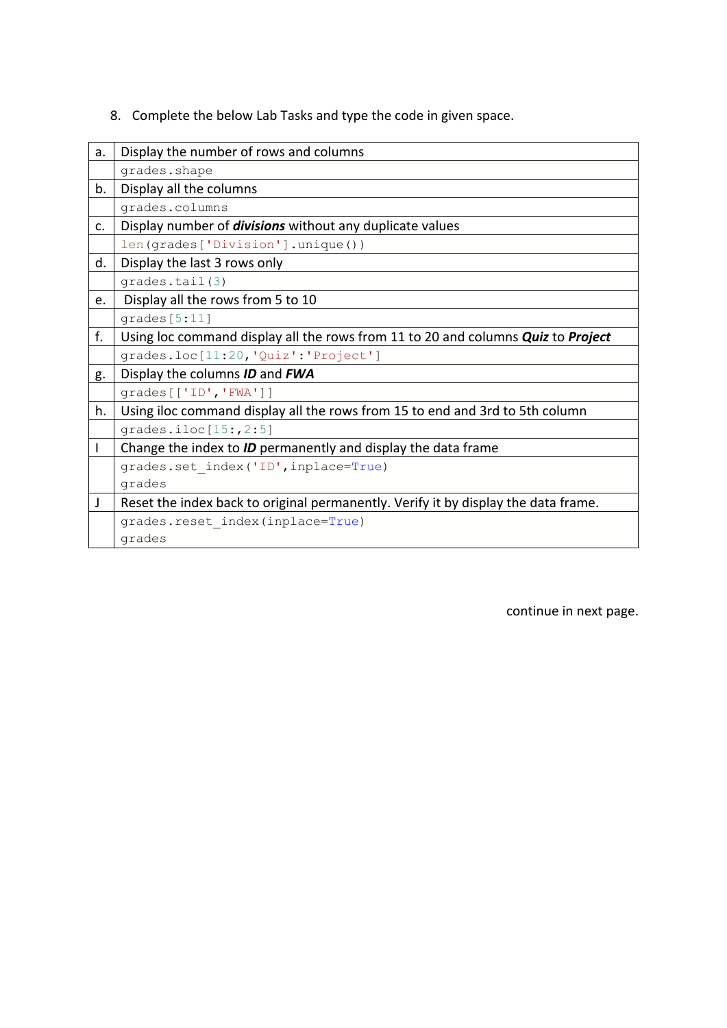8. Complete the below Lab Tasks and type the code in given space.

| | |
|---|---|
| a. | Display the number of rows and columns |
| | `grades.shape` |
| b. | Display all the columns |
| | `grades.columns` |
| c. | Display number of ***divisions*** without any duplicate values |
| | `len(grades['Division'].unique())` |
| d. | Display the last 3 rows only |
| | `grades.tail(3)` |
| e. | Display all the rows from 5 to 10 |
| | `grades[5:11]` |
| f. | Using loc command display all the rows from 11 to 20 and columns ***Quiz*** to ***Project*** |
| | `grades.loc[11:20,'Quiz':'Project']` |
| g. | Display the columns ***ID*** and ***FWA*** |
| | `grades[['ID','FWA']]` |
| h. | Using iloc command display all the rows from 15 to end and 3rd to 5th column |
| | `grades.iloc[15:,2:5]` |
| I | Change the index to ***ID*** permanently and display the data frame |
| | `grades.set_index('ID',inplace=True)` <br> `grades` |
| J | Reset the index back to original permanently. Verify it by display the data frame. |
| | `grades.reset_index(inplace=True)` <br> `grades` |

continue in next page.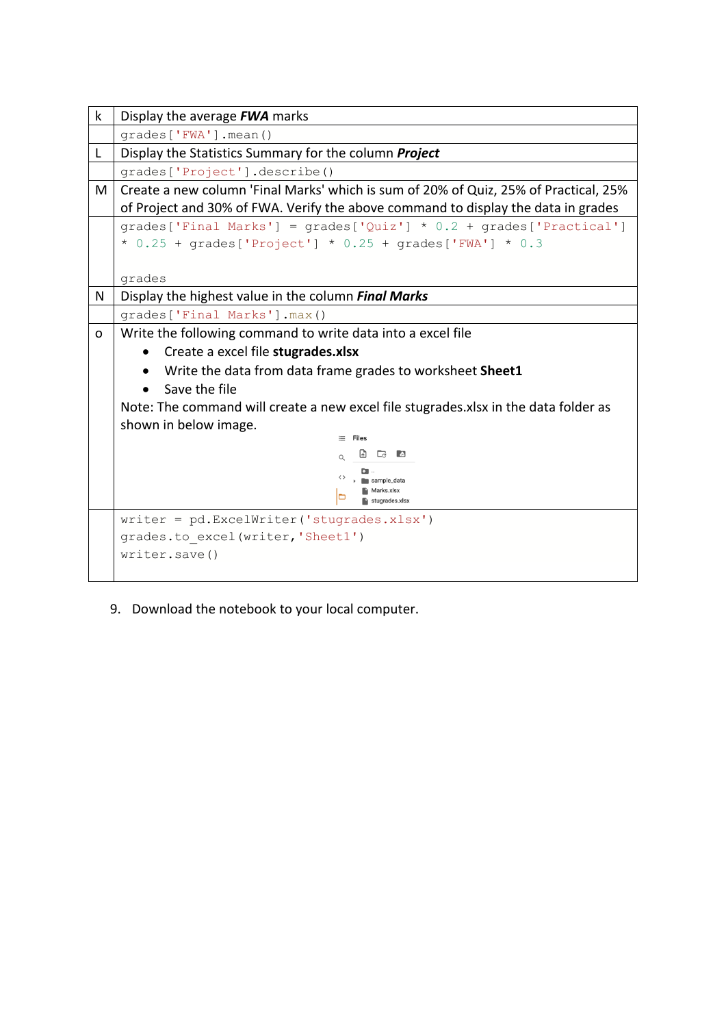| | |
|---|---|
| k | Display the average ***FWA*** marks |
| | `grades['FWA'].mean()` |
| L | Display the Statistics Summary for the column ***Project*** |
| | `grades['Project'].describe()` |
| M | Create a new column 'Final Marks' which is sum of 20% of Quiz, 25% of Practical, 25% of Project and 30% of FWA. Verify the above command to display the data in grades |
| | `grades['Final Marks'] = grades['Quiz'] * 0.2 + grades['Practical'] * 0.25 + grades['Project'] * 0.25 + grades['FWA'] * 0.3`<br><br>`grades` |
| N | Display the highest value in the column ***Final Marks*** |
| | `grades['Final Marks'].max()` |
| o | Write the following command to write data into a excel file<br>• Create a excel file **stugrades.xlsx**<br>• Write the data from data frame grades to worksheet **Sheet1**<br>• Save the file<br>Note: The command will create a new excel file stugrades.xlsx in the data folder as shown in below image.<br>Files<br>sample_data<br>Marks.xlsx<br>stugrades.xlsx |
| | `writer = pd.ExcelWriter('stugrades.xlsx')`<br>`grades.to_excel(writer,'Sheet1')`<br>`writer.save()` |

9. Download the notebook to your local computer.